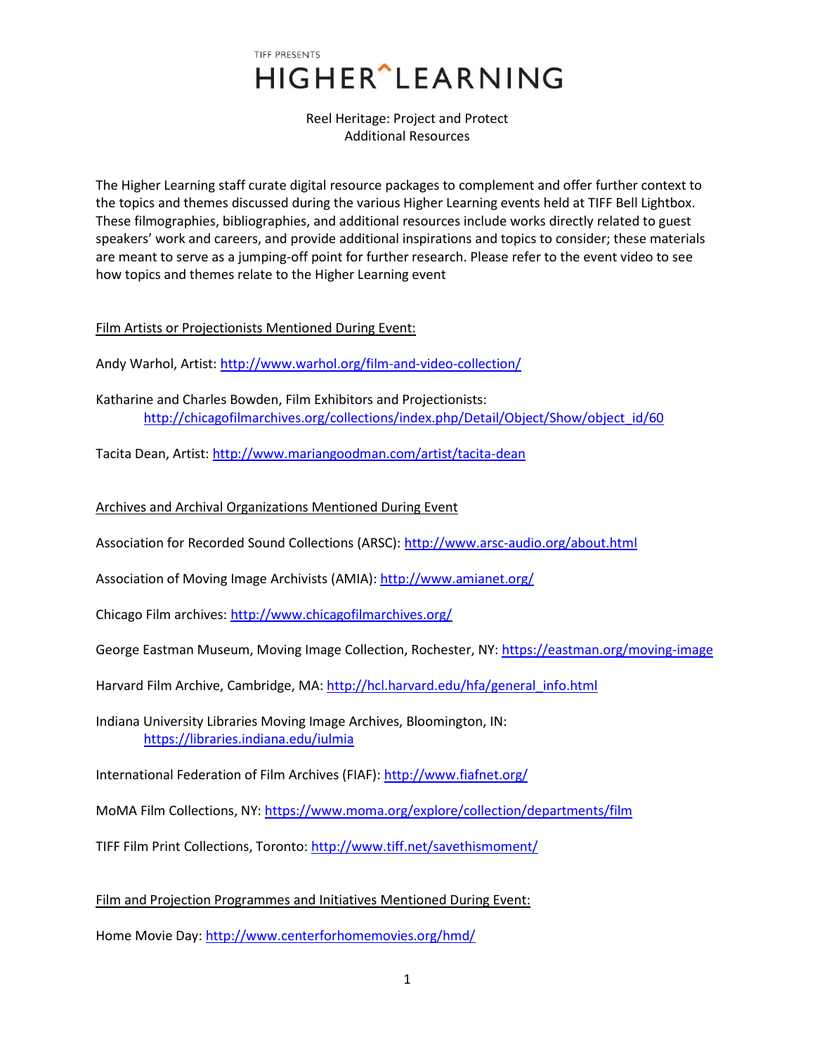TIFF PRESENTS

# HIGHER^LEARNING

Reel Heritage: Project and Protect
Additional Resources

The Higher Learning staff curate digital resource packages to complement and offer further context to the topics and themes discussed during the various Higher Learning events held at TIFF Bell Lightbox. These filmographies, bibliographies, and additional resources include works directly related to guest speakers' work and careers, and provide additional inspirations and topics to consider; these materials are meant to serve as a jumping-off point for further research. Please refer to the event video to see how topics and themes relate to the Higher Learning event

## Film Artists or Projectionists Mentioned During Event:

Andy Warhol, Artist: http://www.warhol.org/film-and-video-collection/

Katharine and Charles Bowden, Film Exhibitors and Projectionists:
http://chicagofilmarchives.org/collections/index.php/Detail/Object/Show/object_id/60

Tacita Dean, Artist: http://www.mariangoodman.com/artist/tacita-dean

## Archives and Archival Organizations Mentioned During Event

Association for Recorded Sound Collections (ARSC): http://www.arsc-audio.org/about.html

Association of Moving Image Archivists (AMIA): http://www.amianet.org/

Chicago Film archives: http://www.chicagofilmarchives.org/

George Eastman Museum, Moving Image Collection, Rochester, NY: https://eastman.org/moving-image

Harvard Film Archive, Cambridge, MA: http://hcl.harvard.edu/hfa/general_info.html

Indiana University Libraries Moving Image Archives, Bloomington, IN:
https://libraries.indiana.edu/iulmia

International Federation of Film Archives (FIAF): http://www.fiafnet.org/

MoMA Film Collections, NY: https://www.moma.org/explore/collection/departments/film

TIFF Film Print Collections, Toronto: http://www.tiff.net/savethismoment/

## Film and Projection Programmes and Initiatives Mentioned During Event:

Home Movie Day: http://www.centerforhomemovies.org/hmd/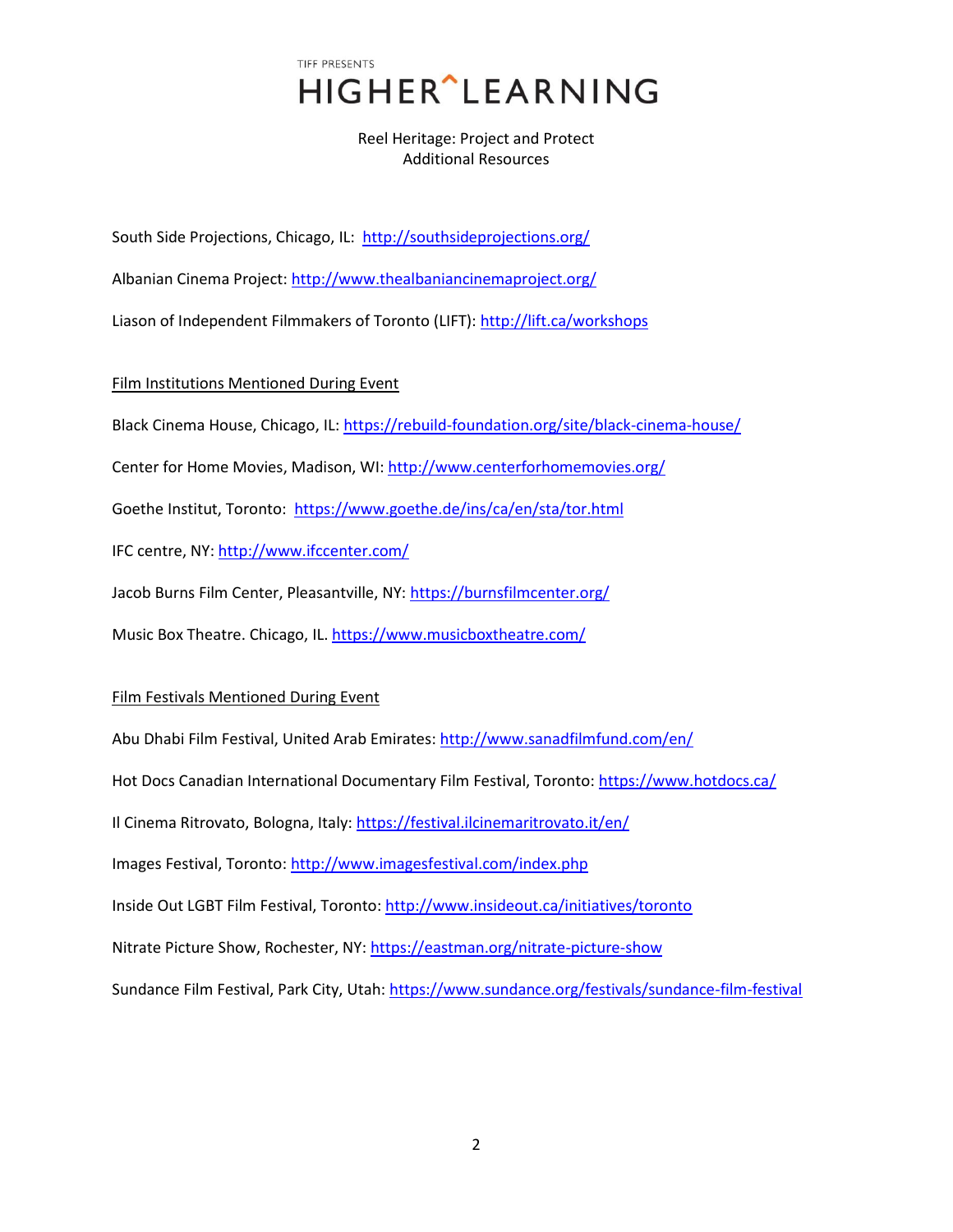TIFF PRESENTS

# HIGHER^LEARNING

Reel Heritage: Project and Protect
Additional Resources

South Side Projections, Chicago, IL: http://southsideprojections.org/

Albanian Cinema Project: http://www.thealbaniancinemaproject.org/

Liason of Independent Filmmakers of Toronto (LIFT): http://lift.ca/workshops

## Film Institutions Mentioned During Event

Black Cinema House, Chicago, IL: https://rebuild-foundation.org/site/black-cinema-house/

Center for Home Movies, Madison, WI: http://www.centerforhomemovies.org/

Goethe Institut, Toronto: https://www.goethe.de/ins/ca/en/sta/tor.html

IFC centre, NY: http://www.ifccenter.com/

Jacob Burns Film Center, Pleasantville, NY: https://burnsfilmcenter.org/

Music Box Theatre. Chicago, IL. https://www.musicboxtheatre.com/

## Film Festivals Mentioned During Event

Abu Dhabi Film Festival, United Arab Emirates: http://www.sanadfilmfund.com/en/

Hot Docs Canadian International Documentary Film Festival, Toronto: https://www.hotdocs.ca/

Il Cinema Ritrovato, Bologna, Italy: https://festival.ilcinemaritrovato.it/en/

Images Festival, Toronto: http://www.imagesfestival.com/index.php

Inside Out LGBT Film Festival, Toronto: http://www.insideout.ca/initiatives/toronto

Nitrate Picture Show, Rochester, NY: https://eastman.org/nitrate-picture-show

Sundance Film Festival, Park City, Utah: https://www.sundance.org/festivals/sundance-film-festival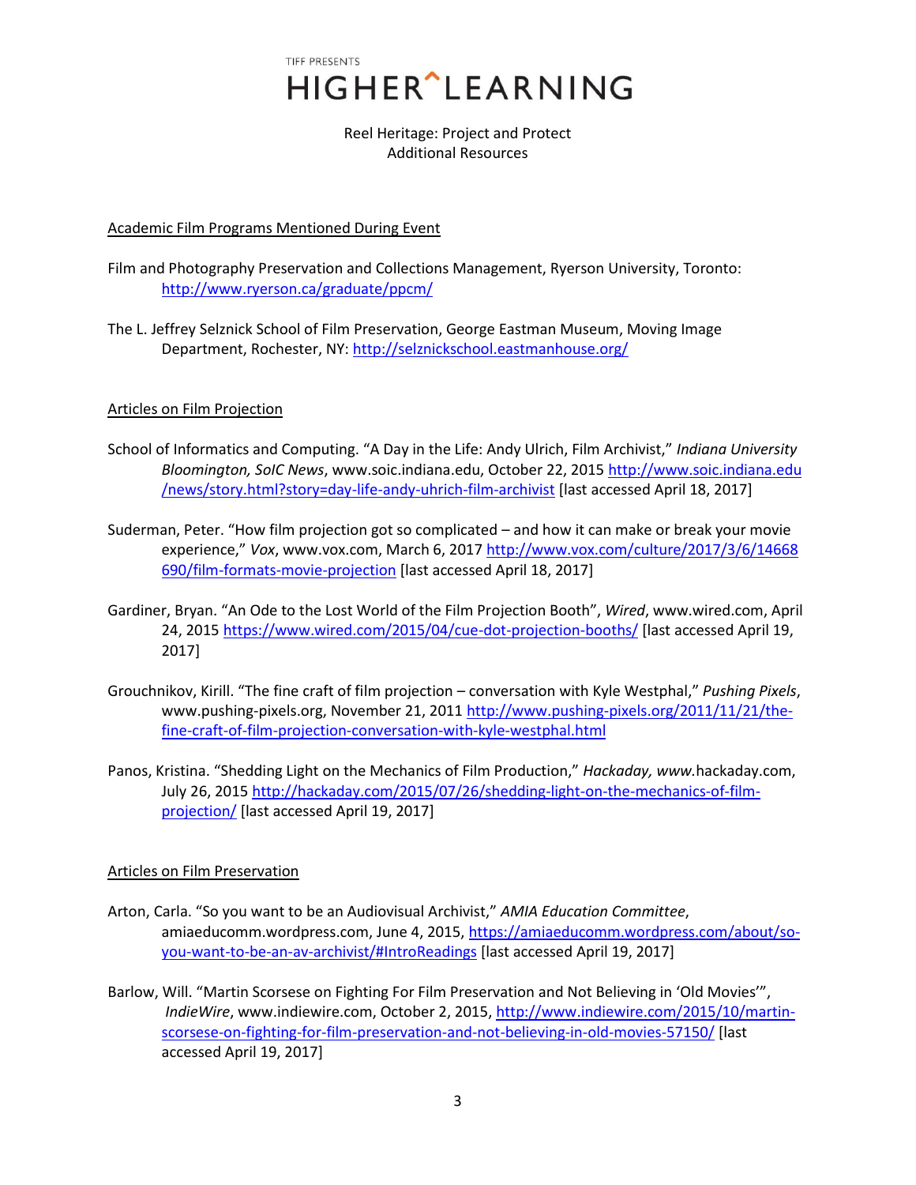TIFF PRESENTS

# HIGHER^LEARNING

Reel Heritage: Project and Protect
Additional Resources

## Academic Film Programs Mentioned During Event

Film and Photography Preservation and Collections Management, Ryerson University, Toronto: http://www.ryerson.ca/graduate/ppcm/

The L. Jeffrey Selznick School of Film Preservation, George Eastman Museum, Moving Image Department, Rochester, NY: http://selznickschool.eastmanhouse.org/

## Articles on Film Projection

School of Informatics and Computing. "A Day in the Life: Andy Ulrich, Film Archivist," *Indiana University Bloomington, SoIC News*, www.soic.indiana.edu, October 22, 2015 http://www.soic.indiana.edu/news/story.html?story=day-life-andy-uhrich-film-archivist [last accessed April 18, 2017]

Suderman, Peter. "How film projection got so complicated – and how it can make or break your movie experience," *Vox*, www.vox.com, March 6, 2017 http://www.vox.com/culture/2017/3/6/14668690/film-formats-movie-projection [last accessed April 18, 2017]

Gardiner, Bryan. "An Ode to the Lost World of the Film Projection Booth", *Wired*, www.wired.com, April 24, 2015 https://www.wired.com/2015/04/cue-dot-projection-booths/ [last accessed April 19, 2017]

Grouchnikov, Kirill. "The fine craft of film projection – conversation with Kyle Westphal," *Pushing Pixels*, www.pushing-pixels.org, November 21, 2011 http://www.pushing-pixels.org/2011/11/21/the-fine-craft-of-film-projection-conversation-with-kyle-westphal.html

Panos, Kristina. "Shedding Light on the Mechanics of Film Production," *Hackaday, www.*hackaday.com, July 26, 2015 http://hackaday.com/2015/07/26/shedding-light-on-the-mechanics-of-film-projection/ [last accessed April 19, 2017]

## Articles on Film Preservation

Arton, Carla. "So you want to be an Audiovisual Archivist," *AMIA Education Committee*, amiaeducomm.wordpress.com, June 4, 2015, https://amiaeducomm.wordpress.com/about/so-you-want-to-be-an-av-archivist/#IntroReadings [last accessed April 19, 2017]

Barlow, Will. "Martin Scorsese on Fighting For Film Preservation and Not Believing in 'Old Movies'", *IndieWire*, www.indiewire.com, October 2, 2015, http://www.indiewire.com/2015/10/martin-scorsese-on-fighting-for-film-preservation-and-not-believing-in-old-movies-57150/ [last accessed April 19, 2017]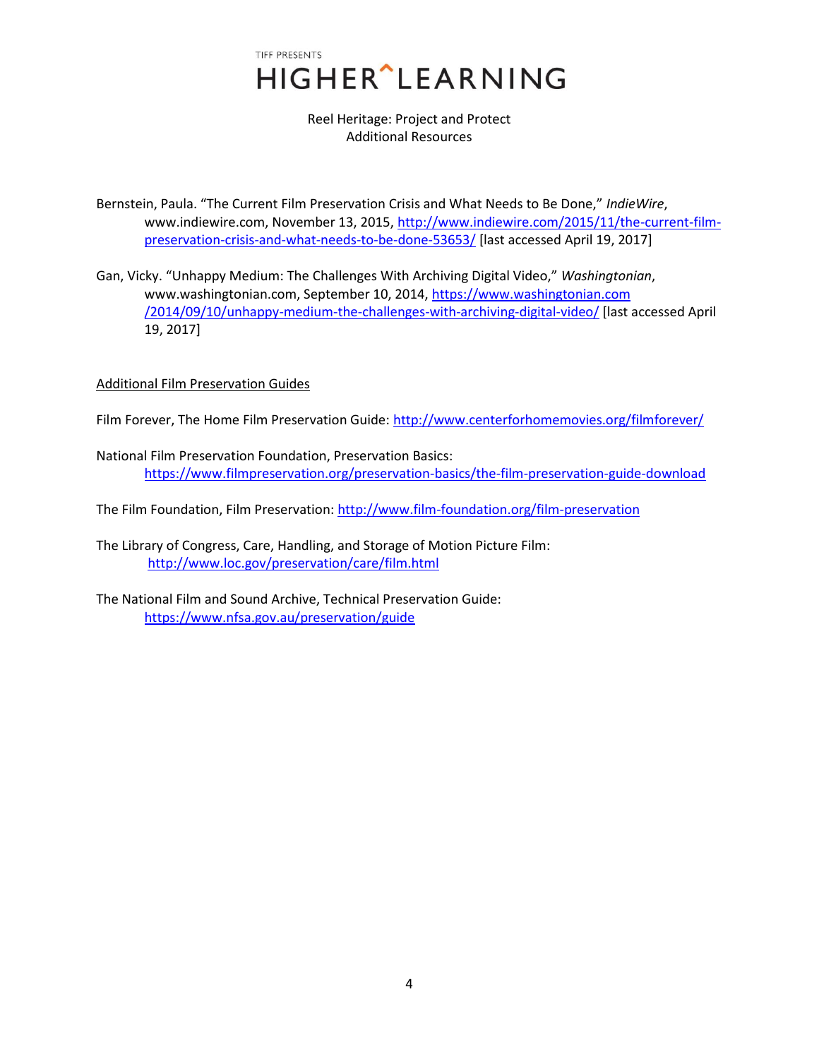TIFF PRESENTS

# HIGHER^LEARNING

Reel Heritage: Project and Protect
Additional Resources

Bernstein, Paula. "The Current Film Preservation Crisis and What Needs to Be Done," *IndieWire*, www.indiewire.com, November 13, 2015, http://www.indiewire.com/2015/11/the-current-film-preservation-crisis-and-what-needs-to-be-done-53653/ [last accessed April 19, 2017]

Gan, Vicky. "Unhappy Medium: The Challenges With Archiving Digital Video," *Washingtonian*, www.washingtonian.com, September 10, 2014, https://www.washingtonian.com/2014/09/10/unhappy-medium-the-challenges-with-archiving-digital-video/ [last accessed April 19, 2017]

## Additional Film Preservation Guides

Film Forever, The Home Film Preservation Guide: http://www.centerforhomemovies.org/filmforever/

National Film Preservation Foundation, Preservation Basics: https://www.filmpreservation.org/preservation-basics/the-film-preservation-guide-download

The Film Foundation, Film Preservation: http://www.film-foundation.org/film-preservation

The Library of Congress, Care, Handling, and Storage of Motion Picture Film: http://www.loc.gov/preservation/care/film.html

The National Film and Sound Archive, Technical Preservation Guide: https://www.nfsa.gov.au/preservation/guide